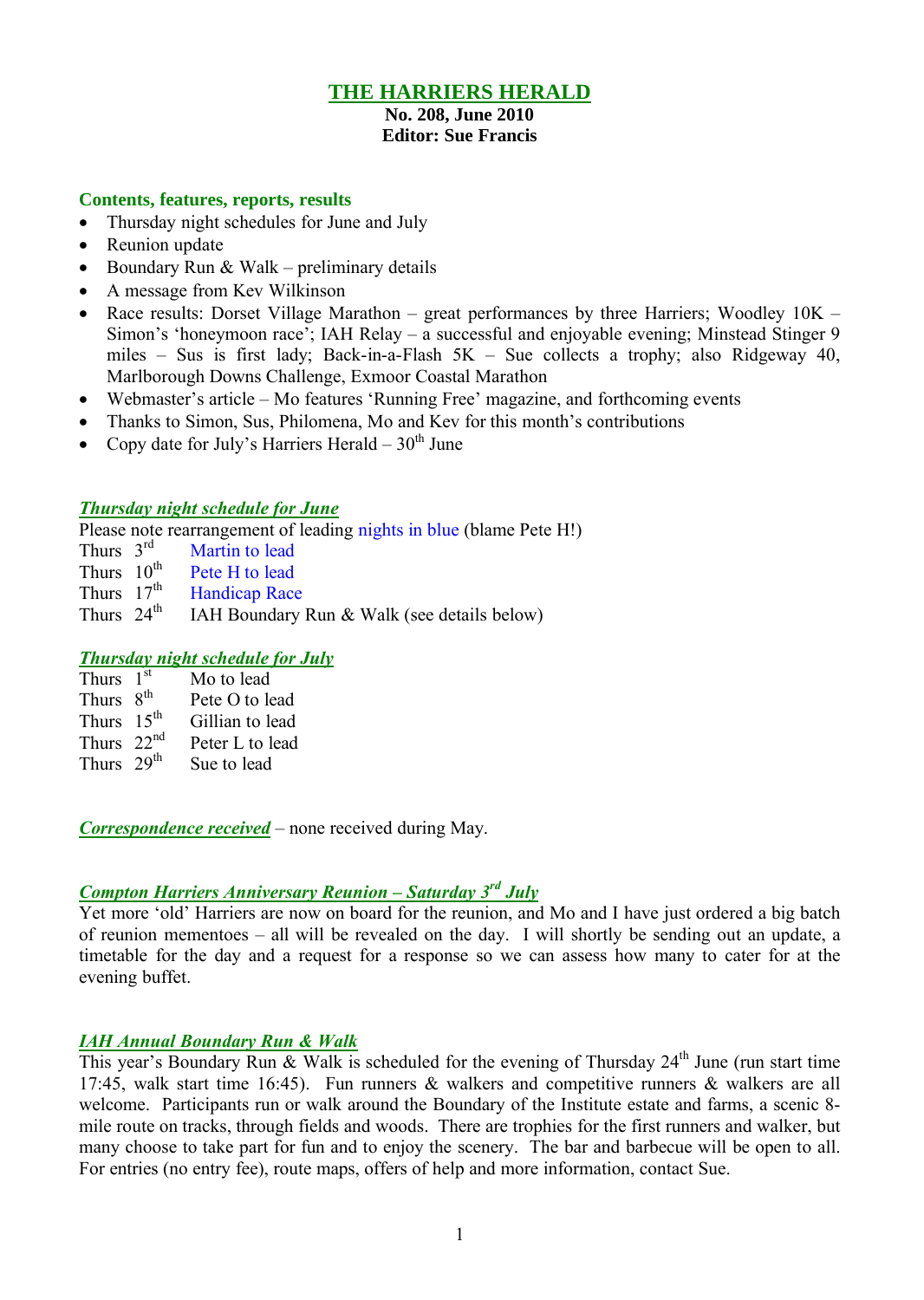# THE HARRIERS HERALD

**No. 208, June 2010**
**Editor: Sue Francis**

## Contents, features, reports, results

- Thursday night schedules for June and July
- Reunion update
- Boundary Run & Walk – preliminary details
- A message from Kev Wilkinson
- Race results: Dorset Village Marathon – great performances by three Harriers; Woodley 10K – Simon's 'honeymoon race'; IAH Relay – a successful and enjoyable evening; Minstead Stinger 9 miles – Sus is first lady; Back-in-a-Flash 5K – Sue collects a trophy; also Ridgeway 40, Marlborough Downs Challenge, Exmoor Coastal Marathon
- Webmaster's article – Mo features 'Running Free' magazine, and forthcoming events
- Thanks to Simon, Sus, Philomena, Mo and Kev for this month's contributions
- Copy date for July's Harriers Herald – 30th June

### *Thursday night schedule for June*

Please note rearrangement of leading nights in blue (blame Pete H!)

Thurs 3rd Martin to lead
Thurs 10th Pete H to lead
Thurs 17th Handicap Race
Thurs 24th IAH Boundary Run & Walk (see details below)

### *Thursday night schedule for July*

Thurs 1st Mo to lead
Thurs 8th Pete O to lead
Thurs 15th Gillian to lead
Thurs 22nd Peter L to lead
Thurs 29th Sue to lead

***Correspondence received*** – none received during May.

### *Compton Harriers Anniversary Reunion – Saturday 3rd July*

Yet more 'old' Harriers are now on board for the reunion, and Mo and I have just ordered a big batch of reunion mementoes – all will be revealed on the day. I will shortly be sending out an update, a timetable for the day and a request for a response so we can assess how many to cater for at the evening buffet.

### *IAH Annual Boundary Run & Walk*

This year's Boundary Run & Walk is scheduled for the evening of Thursday 24th June (run start time 17:45, walk start time 16:45). Fun runners & walkers and competitive runners & walkers are all welcome. Participants run or walk around the Boundary of the Institute estate and farms, a scenic 8-mile route on tracks, through fields and woods. There are trophies for the first runners and walker, but many choose to take part for fun and to enjoy the scenery. The bar and barbecue will be open to all. For entries (no entry fee), route maps, offers of help and more information, contact Sue.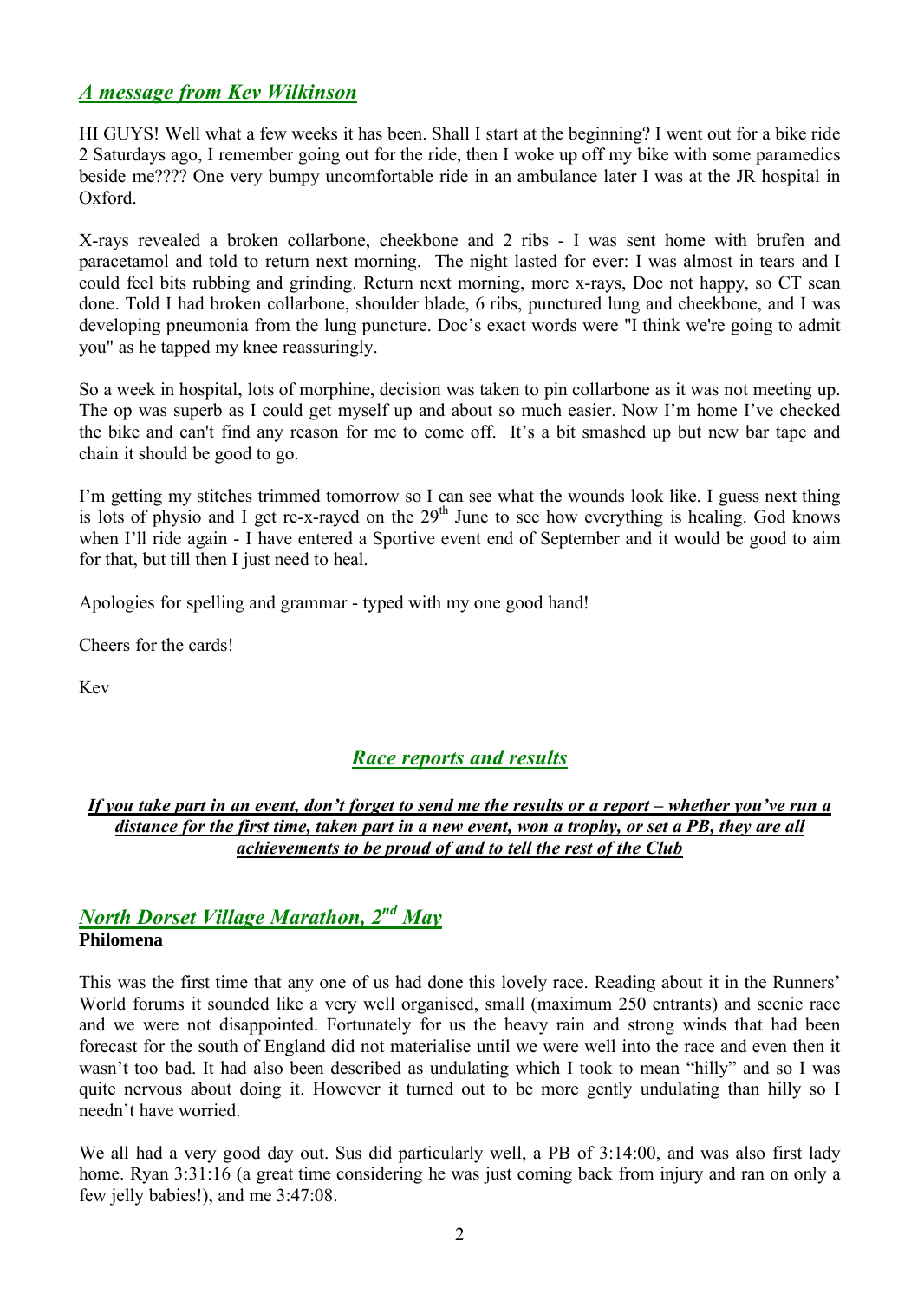## *A message from Kev Wilkinson*

HI GUYS! Well what a few weeks it has been. Shall I start at the beginning? I went out for a bike ride 2 Saturdays ago, I remember going out for the ride, then I woke up off my bike with some paramedics beside me???? One very bumpy uncomfortable ride in an ambulance later I was at the JR hospital in Oxford.

X-rays revealed a broken collarbone, cheekbone and 2 ribs - I was sent home with brufen and paracetamol and told to return next morning. The night lasted for ever: I was almost in tears and I could feel bits rubbing and grinding. Return next morning, more x-rays, Doc not happy, so CT scan done. Told I had broken collarbone, shoulder blade, 6 ribs, punctured lung and cheekbone, and I was developing pneumonia from the lung puncture. Doc's exact words were "I think we're going to admit you" as he tapped my knee reassuringly.

So a week in hospital, lots of morphine, decision was taken to pin collarbone as it was not meeting up. The op was superb as I could get myself up and about so much easier. Now I'm home I've checked the bike and can't find any reason for me to come off. It's a bit smashed up but new bar tape and chain it should be good to go.

I'm getting my stitches trimmed tomorrow so I can see what the wounds look like. I guess next thing is lots of physio and I get re-x-rayed on the 29th June to see how everything is healing. God knows when I'll ride again - I have entered a Sportive event end of September and it would be good to aim for that, but till then I just need to heal.

Apologies for spelling and grammar - typed with my one good hand!

Cheers for the cards!

Kev

## *Race reports and results*

***If you take part in an event, don't forget to send me the results or a report – whether you've run a distance for the first time, taken part in a new event, won a trophy, or set a PB, they are all achievements to be proud of and to tell the rest of the Club***

## *North Dorset Village Marathon, 2nd May*

**Philomena**

This was the first time that any one of us had done this lovely race. Reading about it in the Runners' World forums it sounded like a very well organised, small (maximum 250 entrants) and scenic race and we were not disappointed. Fortunately for us the heavy rain and strong winds that had been forecast for the south of England did not materialise until we were well into the race and even then it wasn't too bad. It had also been described as undulating which I took to mean "hilly" and so I was quite nervous about doing it. However it turned out to be more gently undulating than hilly so I needn't have worried.

We all had a very good day out. Sus did particularly well, a PB of 3:14:00, and was also first lady home. Ryan 3:31:16 (a great time considering he was just coming back from injury and ran on only a few jelly babies!), and me 3:47:08.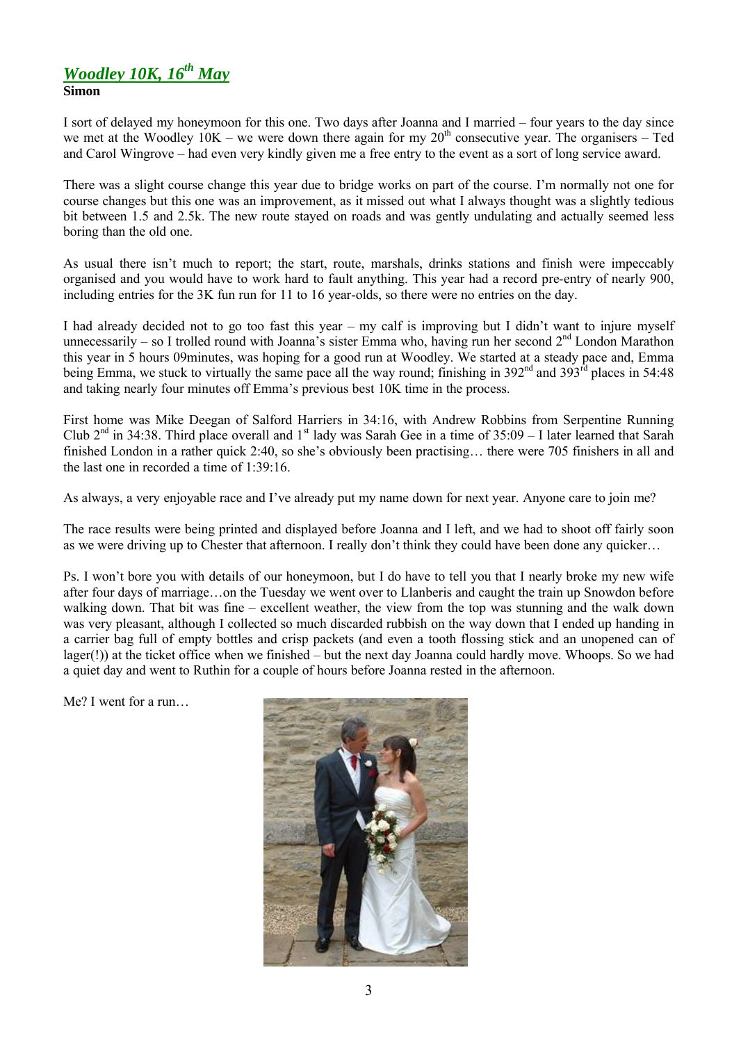## *Woodley 10K, 16th May*

**Simon**

I sort of delayed my honeymoon for this one. Two days after Joanna and I married – four years to the day since we met at the Woodley 10K – we were down there again for my 20th consecutive year. The organisers – Ted and Carol Wingrove – had even very kindly given me a free entry to the event as a sort of long service award.

There was a slight course change this year due to bridge works on part of the course. I'm normally not one for course changes but this one was an improvement, as it missed out what I always thought was a slightly tedious bit between 1.5 and 2.5k. The new route stayed on roads and was gently undulating and actually seemed less boring than the old one.

As usual there isn't much to report; the start, route, marshals, drinks stations and finish were impeccably organised and you would have to work hard to fault anything. This year had a record pre-entry of nearly 900, including entries for the 3K fun run for 11 to 16 year-olds, so there were no entries on the day.

I had already decided not to go too fast this year – my calf is improving but I didn't want to injure myself unnecessarily – so I trolled round with Joanna's sister Emma who, having run her second 2nd London Marathon this year in 5 hours 09minutes, was hoping for a good run at Woodley. We started at a steady pace and, Emma being Emma, we stuck to virtually the same pace all the way round; finishing in 392nd and 393rd places in 54:48 and taking nearly four minutes off Emma's previous best 10K time in the process.

First home was Mike Deegan of Salford Harriers in 34:16, with Andrew Robbins from Serpentine Running Club 2nd in 34:38. Third place overall and 1st lady was Sarah Gee in a time of 35:09 – I later learned that Sarah finished London in a rather quick 2:40, so she's obviously been practising… there were 705 finishers in all and the last one in recorded a time of 1:39:16.

As always, a very enjoyable race and I've already put my name down for next year. Anyone care to join me?

The race results were being printed and displayed before Joanna and I left, and we had to shoot off fairly soon as we were driving up to Chester that afternoon. I really don't think they could have been done any quicker…

Ps. I won't bore you with details of our honeymoon, but I do have to tell you that I nearly broke my new wife after four days of marriage…on the Tuesday we went over to Llanberis and caught the train up Snowdon before walking down. That bit was fine – excellent weather, the view from the top was stunning and the walk down was very pleasant, although I collected so much discarded rubbish on the way down that I ended up handing in a carrier bag full of empty bottles and crisp packets (and even a tooth flossing stick and an unopened can of lager(!)) at the ticket office when we finished – but the next day Joanna could hardly move. Whoops. So we had a quiet day and went to Ruthin for a couple of hours before Joanna rested in the afternoon.

Me? I went for a run…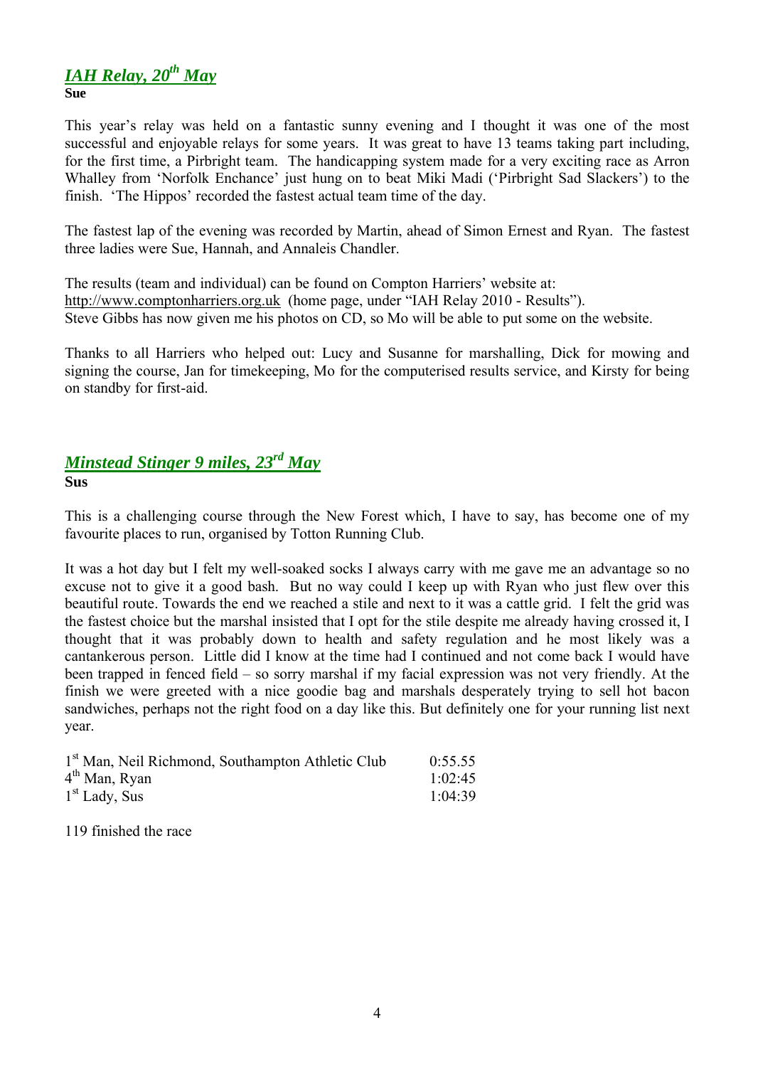## *IAH Relay, 20th May*

**Sue**

This year's relay was held on a fantastic sunny evening and I thought it was one of the most successful and enjoyable relays for some years. It was great to have 13 teams taking part including, for the first time, a Pirbright team. The handicapping system made for a very exciting race as Arron Whalley from 'Norfolk Enchance' just hung on to beat Miki Madi ('Pirbright Sad Slackers') to the finish. 'The Hippos' recorded the fastest actual team time of the day.

The fastest lap of the evening was recorded by Martin, ahead of Simon Ernest and Ryan. The fastest three ladies were Sue, Hannah, and Annaleis Chandler.

The results (team and individual) can be found on Compton Harriers' website at:
http://www.comptonharriers.org.uk (home page, under "IAH Relay 2010 - Results").
Steve Gibbs has now given me his photos on CD, so Mo will be able to put some on the website.

Thanks to all Harriers who helped out: Lucy and Susanne for marshalling, Dick for mowing and signing the course, Jan for timekeeping, Mo for the computerised results service, and Kirsty for being on standby for first-aid.

## *Minstead Stinger 9 miles, 23rd May*

**Sus**

This is a challenging course through the New Forest which, I have to say, has become one of my favourite places to run, organised by Totton Running Club.

It was a hot day but I felt my well-soaked socks I always carry with me gave me an advantage so no excuse not to give it a good bash. But no way could I keep up with Ryan who just flew over this beautiful route. Towards the end we reached a stile and next to it was a cattle grid. I felt the grid was the fastest choice but the marshal insisted that I opt for the stile despite me already having crossed it, I thought that it was probably down to health and safety regulation and he most likely was a cantankerous person. Little did I know at the time had I continued and not come back I would have been trapped in fenced field – so sorry marshal if my facial expression was not very friendly. At the finish we were greeted with a nice goodie bag and marshals desperately trying to sell hot bacon sandwiches, perhaps not the right food on a day like this. But definitely one for your running list next year.

| | |
|---|---|
| 1st Man, Neil Richmond, Southampton Athletic Club | 0:55.55 |
| 4th Man, Ryan | 1:02:45 |
| 1st Lady, Sus | 1:04:39 |

119 finished the race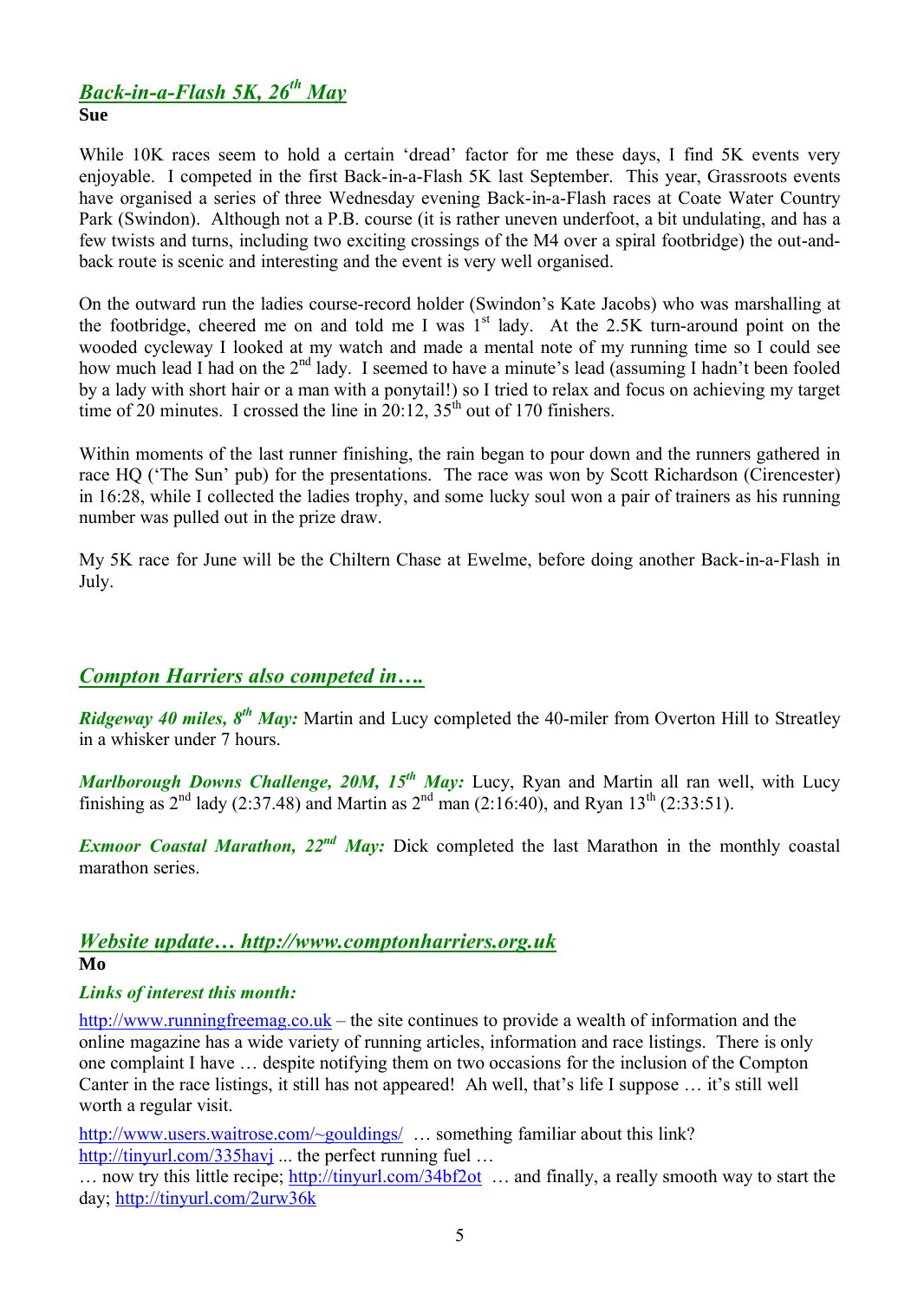## *Back-in-a-Flash 5K, 26th May*

**Sue**

While 10K races seem to hold a certain 'dread' factor for me these days, I find 5K events very enjoyable. I competed in the first Back-in-a-Flash 5K last September. This year, Grassroots events have organised a series of three Wednesday evening Back-in-a-Flash races at Coate Water Country Park (Swindon). Although not a P.B. course (it is rather uneven underfoot, a bit undulating, and has a few twists and turns, including two exciting crossings of the M4 over a spiral footbridge) the out-and-back route is scenic and interesting and the event is very well organised.

On the outward run the ladies course-record holder (Swindon's Kate Jacobs) who was marshalling at the footbridge, cheered me on and told me I was 1st lady. At the 2.5K turn-around point on the wooded cycleway I looked at my watch and made a mental note of my running time so I could see how much lead I had on the 2nd lady. I seemed to have a minute's lead (assuming I hadn't been fooled by a lady with short hair or a man with a ponytail!) so I tried to relax and focus on achieving my target time of 20 minutes. I crossed the line in 20:12, 35th out of 170 finishers.

Within moments of the last runner finishing, the rain began to pour down and the runners gathered in race HQ ('The Sun' pub) for the presentations. The race was won by Scott Richardson (Cirencester) in 16:28, while I collected the ladies trophy, and some lucky soul won a pair of trainers as his running number was pulled out in the prize draw.

My 5K race for June will be the Chiltern Chase at Ewelme, before doing another Back-in-a-Flash in July.

## *Compton Harriers also competed in….*

***Ridgeway 40 miles, 8th May:*** Martin and Lucy completed the 40-miler from Overton Hill to Streatley in a whisker under 7 hours.

***Marlborough Downs Challenge, 20M, 15th May:*** Lucy, Ryan and Martin all ran well, with Lucy finishing as 2nd lady (2:37.48) and Martin as 2nd man (2:16:40), and Ryan 13th (2:33:51).

***Exmoor Coastal Marathon, 22nd May:*** Dick completed the last Marathon in the monthly coastal marathon series.

## *Website update… http://www.comptonharriers.org.uk*

**Mo**

***Links of interest this month:***

http://www.runningfreemag.co.uk – the site continues to provide a wealth of information and the online magazine has a wide variety of running articles, information and race listings. There is only one complaint I have … despite notifying them on two occasions for the inclusion of the Compton Canter in the race listings, it still has not appeared! Ah well, that's life I suppose … it's still well worth a regular visit.

http://www.users.waitrose.com/~gouldings/ … something familiar about this link?
http://tinyurl.com/335havj ... the perfect running fuel …
… now try this little recipe; http://tinyurl.com/34bf2ot … and finally, a really smooth way to start the day; http://tinyurl.com/2urw36k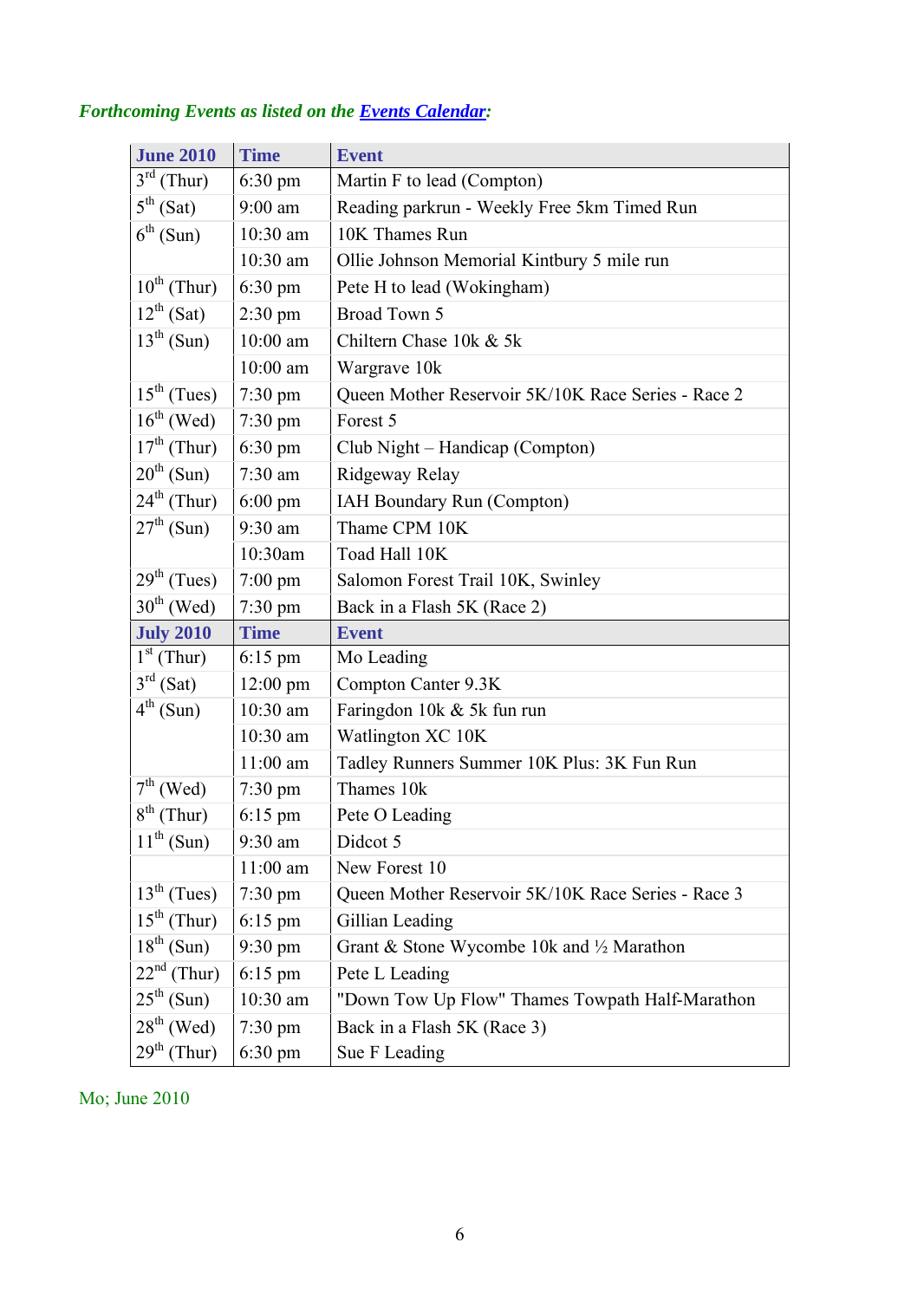*Forthcoming Events as listed on the [Events Calendar](Events Calendar):*

| June 2010 | Time | Event |
|---|---|---|
| 3rd (Thur) | 6:30 pm | Martin F to lead (Compton) |
| 5th (Sat) | 9:00 am | Reading parkrun - Weekly Free 5km Timed Run |
| 6th (Sun) | 10:30 am | 10K Thames Run |
| | 10:30 am | Ollie Johnson Memorial Kintbury 5 mile run |
| 10th (Thur) | 6:30 pm | Pete H to lead (Wokingham) |
| 12th (Sat) | 2:30 pm | Broad Town 5 |
| 13th (Sun) | 10:00 am | Chiltern Chase 10k & 5k |
| | 10:00 am | Wargrave 10k |
| 15th (Tues) | 7:30 pm | Queen Mother Reservoir 5K/10K Race Series - Race 2 |
| 16th (Wed) | 7:30 pm | Forest 5 |
| 17th (Thur) | 6:30 pm | Club Night – Handicap (Compton) |
| 20th (Sun) | 7:30 am | Ridgeway Relay |
| 24th (Thur) | 6:00 pm | IAH Boundary Run (Compton) |
| 27th (Sun) | 9:30 am | Thame CPM 10K |
| | 10:30am | Toad Hall 10K |
| 29th (Tues) | 7:00 pm | Salomon Forest Trail 10K, Swinley |
| 30th (Wed) | 7:30 pm | Back in a Flash 5K (Race 2) |
| **July 2010** | **Time** | **Event** |
| 1st (Thur) | 6:15 pm | Mo Leading |
| 3rd (Sat) | 12:00 pm | Compton Canter 9.3K |
| 4th (Sun) | 10:30 am | Faringdon 10k & 5k fun run |
| | 10:30 am | Watlington XC 10K |
| | 11:00 am | Tadley Runners Summer 10K Plus: 3K Fun Run |
| 7th (Wed) | 7:30 pm | Thames 10k |
| 8th (Thur) | 6:15 pm | Pete O Leading |
| 11th (Sun) | 9:30 am | Didcot 5 |
| | 11:00 am | New Forest 10 |
| 13th (Tues) | 7:30 pm | Queen Mother Reservoir 5K/10K Race Series - Race 3 |
| 15th (Thur) | 6:15 pm | Gillian Leading |
| 18th (Sun) | 9:30 pm | Grant & Stone Wycombe 10k and ½ Marathon |
| 22nd (Thur) | 6:15 pm | Pete L Leading |
| 25th (Sun) | 10:30 am | "Down Tow Up Flow" Thames Towpath Half-Marathon |
| 28th (Wed) | 7:30 pm | Back in a Flash 5K (Race 3) |
| 29th (Thur) | 6:30 pm | Sue F Leading |

Mo; June 2010